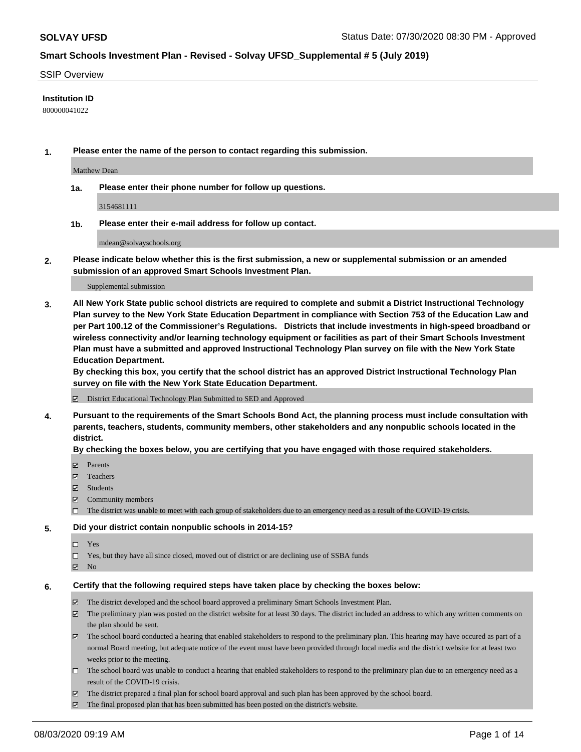**SOLVAY UFSD** Status Date: 07/30/2020 08:30 PM - Approved

**Smart Schools Investment Plan - Revised - Solvay UFSD_Supplemental # 5 (July 2019)**

SSIP Overview

**Institution ID**

800000041022

**1. Please enter the name of the person to contact regarding this submission.**

Matthew Dean

**1a. Please enter their phone number for follow up questions.**

3154681111

**1b. Please enter their e-mail address for follow up contact.**

mdean@solvayschools.org

**2. Please indicate below whether this is the first submission, a new or supplemental submission or an amended submission of an approved Smart Schools Investment Plan.**

Supplemental submission

**3. All New York State public school districts are required to complete and submit a District Instructional Technology Plan survey to the New York State Education Department in compliance with Section 753 of the Education Law and per Part 100.12 of the Commissioner's Regulations. Districts that include investments in high-speed broadband or wireless connectivity and/or learning technology equipment or facilities as part of their Smart Schools Investment Plan must have a submitted and approved Instructional Technology Plan survey on file with the New York State Education Department.**

**By checking this box, you certify that the school district has an approved District Instructional Technology Plan survey on file with the New York State Education Department.**

- [x] District Educational Technology Plan Submitted to SED and Approved

**4. Pursuant to the requirements of the Smart Schools Bond Act, the planning process must include consultation with parents, teachers, students, community members, other stakeholders and any nonpublic schools located in the district.**

**By checking the boxes below, you are certifying that you have engaged with those required stakeholders.**

- [x] Parents
- [x] Teachers
- [x] Students
- [x] Community members
- [ ] The district was unable to meet with each group of stakeholders due to an emergency need as a result of the COVID-19 crisis.

**5. Did your district contain nonpublic schools in 2014-15?**

- [ ] Yes
- [ ] Yes, but they have all since closed, moved out of district or are declining use of SSBA funds
- [x] No

**6. Certify that the following required steps have taken place by checking the boxes below:**

- [x] The district developed and the school board approved a preliminary Smart Schools Investment Plan.
- [x] The preliminary plan was posted on the district website for at least 30 days. The district included an address to which any written comments on the plan should be sent.
- [x] The school board conducted a hearing that enabled stakeholders to respond to the preliminary plan. This hearing may have occured as part of a normal Board meeting, but adequate notice of the event must have been provided through local media and the district website for at least two weeks prior to the meeting.
- [ ] The school board was unable to conduct a hearing that enabled stakeholders to respond to the preliminary plan due to an emergency need as a result of the COVID-19 crisis.
- [x] The district prepared a final plan for school board approval and such plan has been approved by the school board.
- [x] The final proposed plan that has been submitted has been posted on the district's website.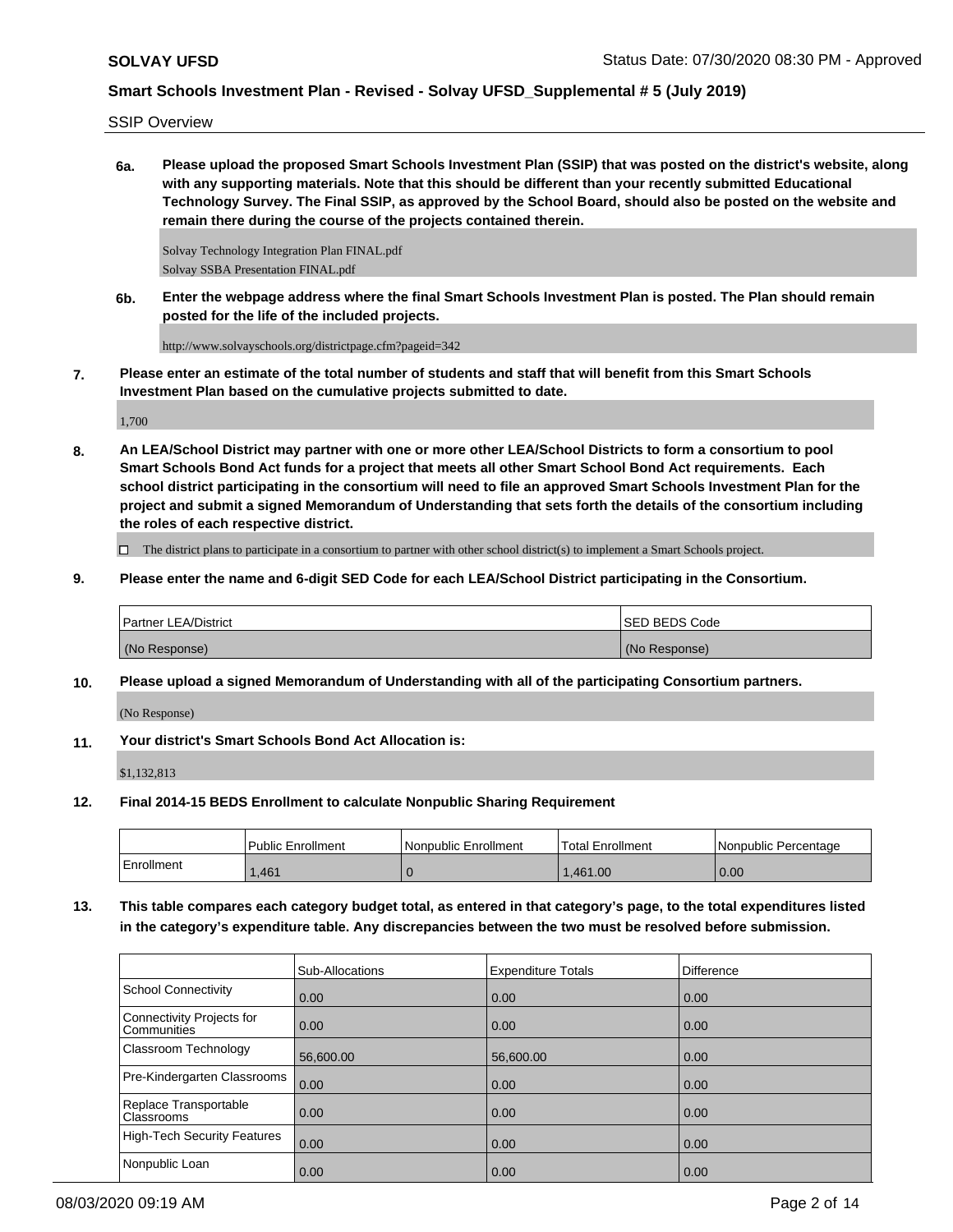SSIP Overview

**6a. Please upload the proposed Smart Schools Investment Plan (SSIP) that was posted on the district's website, along with any supporting materials. Note that this should be different than your recently submitted Educational Technology Survey. The Final SSIP, as approved by the School Board, should also be posted on the website and remain there during the course of the projects contained therein.**

Solvay Technology Integration Plan FINAL.pdf
Solvay SSBA Presentation FINAL.pdf

**6b. Enter the webpage address where the final Smart Schools Investment Plan is posted. The Plan should remain posted for the life of the included projects.**

http://www.solvayschools.org/districtpage.cfm?pageid=342

**7. Please enter an estimate of the total number of students and staff that will benefit from this Smart Schools Investment Plan based on the cumulative projects submitted to date.**

1,700

**8. An LEA/School District may partner with one or more other LEA/School Districts to form a consortium to pool Smart Schools Bond Act funds for a project that meets all other Smart School Bond Act requirements. Each school district participating in the consortium will need to file an approved Smart Schools Investment Plan for the project and submit a signed Memorandum of Understanding that sets forth the details of the consortium including the roles of each respective district.**

☐ The district plans to participate in a consortium to partner with other school district(s) to implement a Smart Schools project.

**9. Please enter the name and 6-digit SED Code for each LEA/School District participating in the Consortium.**

| Partner LEA/District | SED BEDS Code |
|---|---|
| (No Response) | (No Response) |

**10. Please upload a signed Memorandum of Understanding with all of the participating Consortium partners.**

(No Response)

**11. Your district's Smart Schools Bond Act Allocation is:**

$1,132,813

**12. Final 2014-15 BEDS Enrollment to calculate Nonpublic Sharing Requirement**

| | Public Enrollment | Nonpublic Enrollment | Total Enrollment | Nonpublic Percentage |
|---|---|---|---|---|
| Enrollment | 1,461 | 0 | 1,461.00 | 0.00 |

**13. This table compares each category budget total, as entered in that category's page, to the total expenditures listed in the category's expenditure table. Any discrepancies between the two must be resolved before submission.**

| | Sub-Allocations | Expenditure Totals | Difference |
|---|---|---|---|
| School Connectivity | 0.00 | 0.00 | 0.00 |
| Connectivity Projects for Communities | 0.00 | 0.00 | 0.00 |
| Classroom Technology | 56,600.00 | 56,600.00 | 0.00 |
| Pre-Kindergarten Classrooms | 0.00 | 0.00 | 0.00 |
| Replace Transportable Classrooms | 0.00 | 0.00 | 0.00 |
| High-Tech Security Features | 0.00 | 0.00 | 0.00 |
| Nonpublic Loan | 0.00 | 0.00 | 0.00 |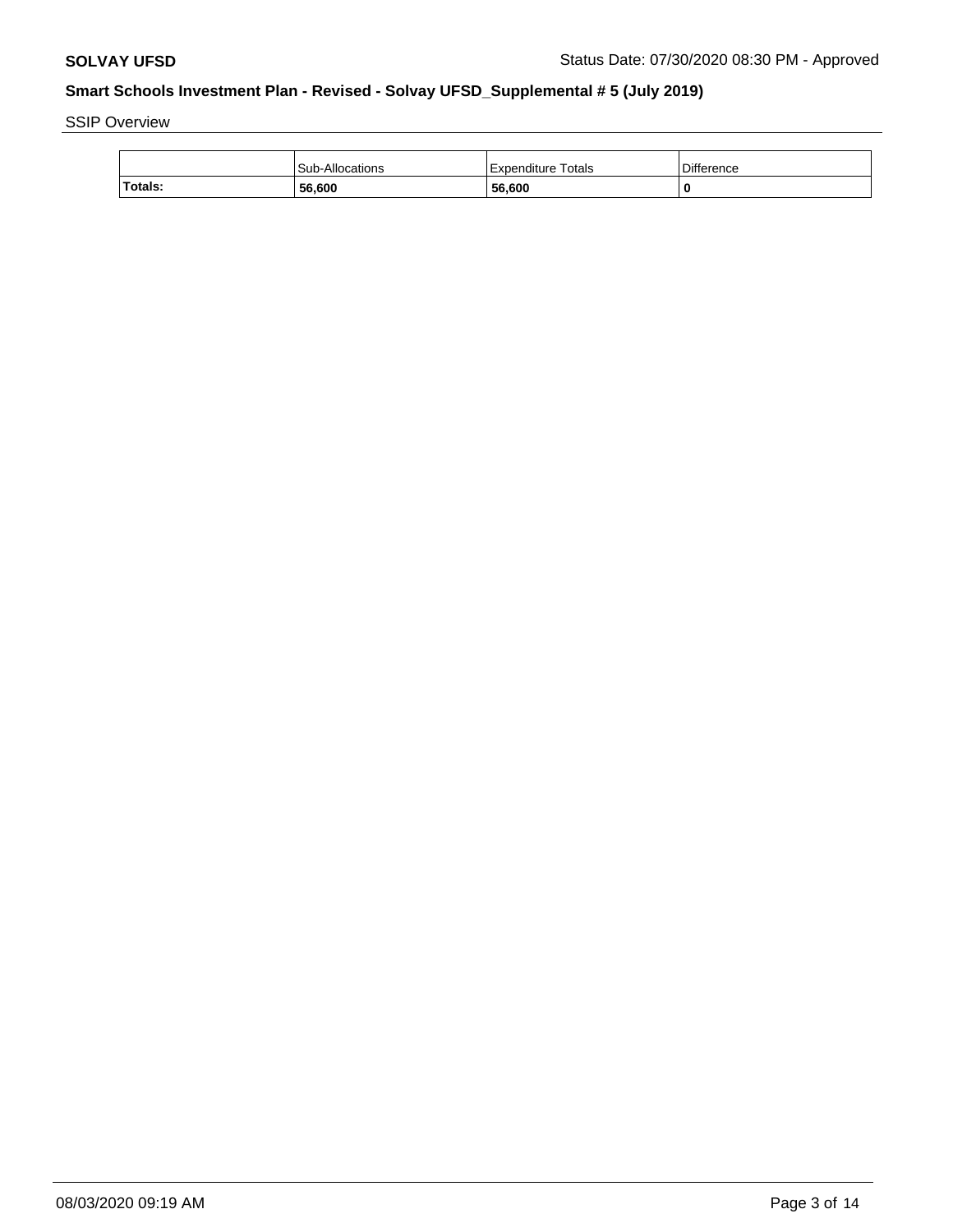SSIP Overview

| | Sub-Allocations | Expenditure Totals | Difference |
|---|---|---|---|
| **Totals:** | **56,600** | **56,600** | **0** |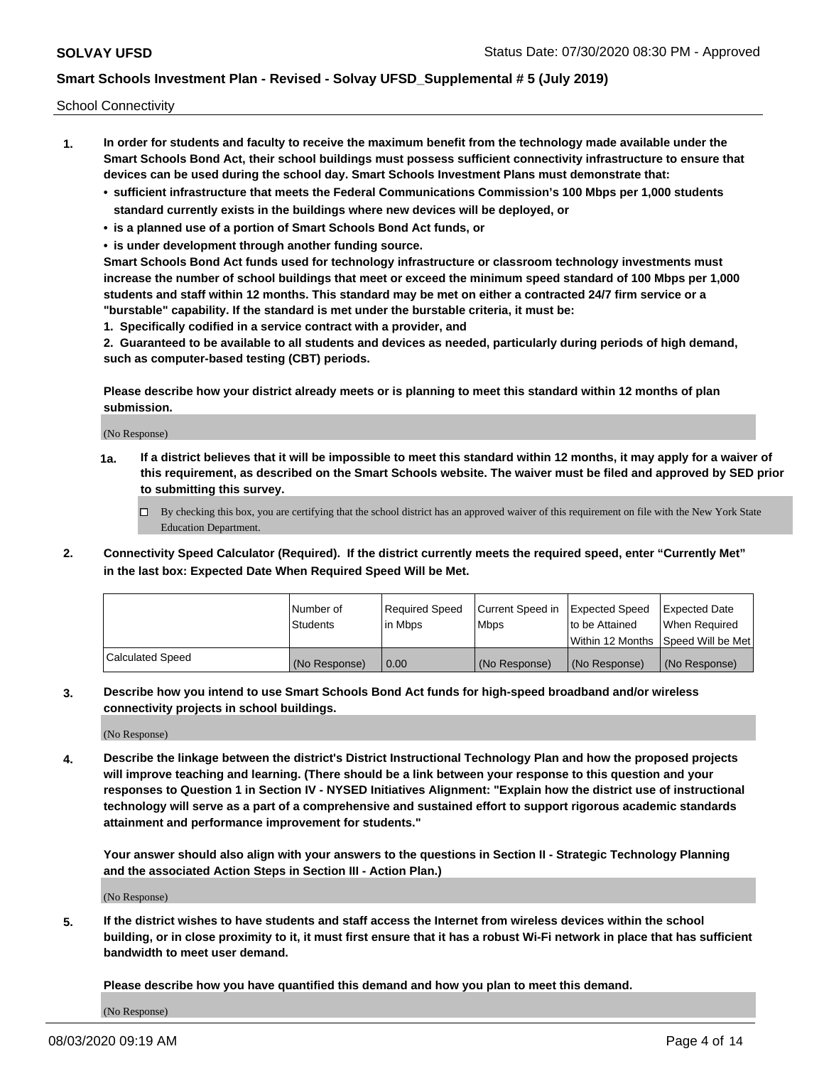School Connectivity

1. **In order for students and faculty to receive the maximum benefit from the technology made available under the Smart Schools Bond Act, their school buildings must possess sufficient connectivity infrastructure to ensure that devices can be used during the school day. Smart Schools Investment Plans must demonstrate that:**
   - **sufficient infrastructure that meets the Federal Communications Commission's 100 Mbps per 1,000 students standard currently exists in the buildings where new devices will be deployed, or**
   - **is a planned use of a portion of Smart Schools Bond Act funds, or**
   - **is under development through another funding source.**

   **Smart Schools Bond Act funds used for technology infrastructure or classroom technology investments must increase the number of school buildings that meet or exceed the minimum speed standard of 100 Mbps per 1,000 students and staff within 12 months. This standard may be met on either a contracted 24/7 firm service or a "burstable" capability. If the standard is met under the burstable criteria, it must be:**

   **1. Specifically codified in a service contract with a provider, and**

   **2. Guaranteed to be available to all students and devices as needed, particularly during periods of high demand, such as computer-based testing (CBT) periods.**

   **Please describe how your district already meets or is planning to meet this standard within 12 months of plan submission.**

   (No Response)

   **1a. If a district believes that it will be impossible to meet this standard within 12 months, it may apply for a waiver of this requirement, as described on the Smart Schools website. The waiver must be filed and approved by SED prior to submitting this survey.**

   ☐ By checking this box, you are certifying that the school district has an approved waiver of this requirement on file with the New York State Education Department.

2. **Connectivity Speed Calculator (Required). If the district currently meets the required speed, enter "Currently Met" in the last box: Expected Date When Required Speed Will be Met.**

| | Number of Students | Required Speed in Mbps | Current Speed in Mbps | Expected Speed to be Attained Within 12 Months | Expected Date When Required Speed Will be Met |
|---|---|---|---|---|---|
| Calculated Speed | (No Response) | 0.00 | (No Response) | (No Response) | (No Response) |

3. **Describe how you intend to use Smart Schools Bond Act funds for high-speed broadband and/or wireless connectivity projects in school buildings.**

   (No Response)

4. **Describe the linkage between the district's District Instructional Technology Plan and how the proposed projects will improve teaching and learning. (There should be a link between your response to this question and your responses to Question 1 in Section IV - NYSED Initiatives Alignment: "Explain how the district use of instructional technology will serve as a part of a comprehensive and sustained effort to support rigorous academic standards attainment and performance improvement for students."**

   **Your answer should also align with your answers to the questions in Section II - Strategic Technology Planning and the associated Action Steps in Section III - Action Plan.)**

   (No Response)

5. **If the district wishes to have students and staff access the Internet from wireless devices within the school building, or in close proximity to it, it must first ensure that it has a robust Wi-Fi network in place that has sufficient bandwidth to meet user demand.**

   **Please describe how you have quantified this demand and how you plan to meet this demand.**

   (No Response)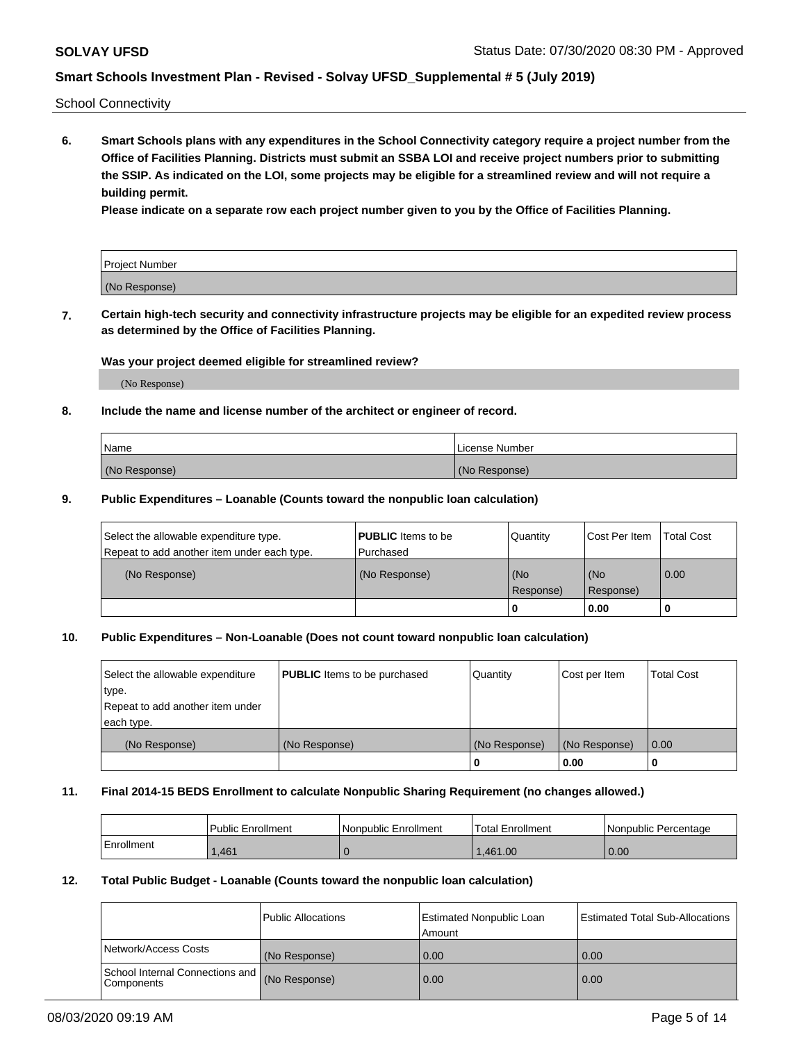School Connectivity

**6. Smart Schools plans with any expenditures in the School Connectivity category require a project number from the Office of Facilities Planning. Districts must submit an SSBA LOI and receive project numbers prior to submitting the SSIP. As indicated on the LOI, some projects may be eligible for a streamlined review and will not require a building permit.**

**Please indicate on a separate row each project number given to you by the Office of Facilities Planning.**

| Project Number |
|---|
| (No Response) |

**7. Certain high-tech security and connectivity infrastructure projects may be eligible for an expedited review process as determined by the Office of Facilities Planning.**

**Was your project deemed eligible for streamlined review?**

(No Response)

**8. Include the name and license number of the architect or engineer of record.**

| Name | License Number |
|---|---|
| (No Response) | (No Response) |

**9. Public Expenditures – Loanable (Counts toward the nonpublic loan calculation)**

| Select the allowable expenditure type. Repeat to add another item under each type. | **PUBLIC** Items to be Purchased | Quantity | Cost Per Item | Total Cost |
|---|---|---|---|---|
| (No Response) | (No Response) | (No Response) | (No Response) | 0.00 |
| | | 0 | 0.00 | 0 |

**10. Public Expenditures – Non-Loanable (Does not count toward nonpublic loan calculation)**

| Select the allowable expenditure type. Repeat to add another item under each type. | **PUBLIC** Items to be purchased | Quantity | Cost per Item | Total Cost |
|---|---|---|---|---|
| (No Response) | (No Response) | (No Response) | (No Response) | 0.00 |
| | | 0 | 0.00 | 0 |

**11. Final 2014-15 BEDS Enrollment to calculate Nonpublic Sharing Requirement (no changes allowed.)**

| | Public Enrollment | Nonpublic Enrollment | Total Enrollment | Nonpublic Percentage |
|---|---|---|---|---|
| Enrollment | 1,461 | 0 | 1,461.00 | 0.00 |

**12. Total Public Budget - Loanable (Counts toward the nonpublic loan calculation)**

| | Public Allocations | Estimated Nonpublic Loan Amount | Estimated Total Sub-Allocations |
|---|---|---|---|
| Network/Access Costs | (No Response) | 0.00 | 0.00 |
| School Internal Connections and Components | (No Response) | 0.00 | 0.00 |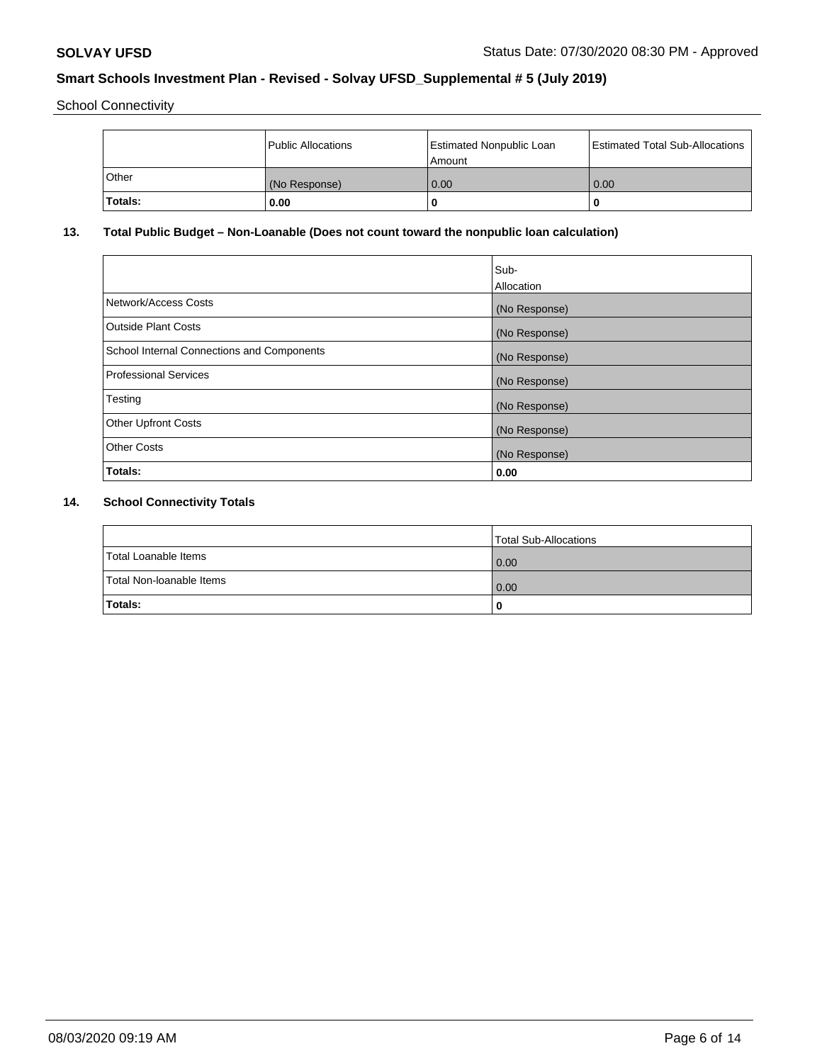School Connectivity

|  | Public Allocations | Estimated Nonpublic Loan Amount | Estimated Total Sub-Allocations |
|---|---|---|---|
| Other | (No Response) | 0.00 | 0.00 |
| **Totals:** | **0.00** | **0** | **0** |

## 13. Total Public Budget – Non-Loanable (Does not count toward the nonpublic loan calculation)

|  | Sub-Allocation |
|---|---|
| Network/Access Costs | (No Response) |
| Outside Plant Costs | (No Response) |
| School Internal Connections and Components | (No Response) |
| Professional Services | (No Response) |
| Testing | (No Response) |
| Other Upfront Costs | (No Response) |
| Other Costs | (No Response) |
| **Totals:** | **0.00** |

## 14. School Connectivity Totals

|  | Total Sub-Allocations |
|---|---|
| Total Loanable Items | 0.00 |
| Total Non-loanable Items | 0.00 |
| **Totals:** | **0** |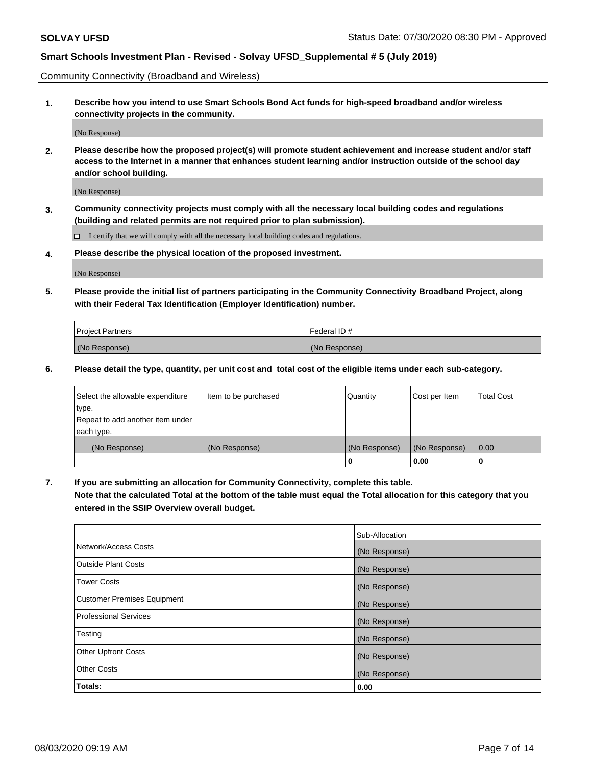Community Connectivity (Broadband and Wireless)

**1. Describe how you intend to use Smart Schools Bond Act funds for high-speed broadband and/or wireless connectivity projects in the community.**

(No Response)

**2. Please describe how the proposed project(s) will promote student achievement and increase student and/or staff access to the Internet in a manner that enhances student learning and/or instruction outside of the school day and/or school building.**

(No Response)

**3. Community connectivity projects must comply with all the necessary local building codes and regulations (building and related permits are not required prior to plan submission).**

☐ I certify that we will comply with all the necessary local building codes and regulations.

**4. Please describe the physical location of the proposed investment.**

(No Response)

**5. Please provide the initial list of partners participating in the Community Connectivity Broadband Project, along with their Federal Tax Identification (Employer Identification) number.**

| Project Partners | Federal ID # |
|---|---|
| (No Response) | (No Response) |

**6. Please detail the type, quantity, per unit cost and total cost of the eligible items under each sub-category.**

| Select the allowable expenditure type. Repeat to add another item under each type. | Item to be purchased | Quantity | Cost per Item | Total Cost |
|---|---|---|---|---|
| (No Response) | (No Response) | (No Response) | (No Response) | 0.00 |
| | | **0** | **0.00** | **0** |

**7. If you are submitting an allocation for Community Connectivity, complete this table. Note that the calculated Total at the bottom of the table must equal the Total allocation for this category that you entered in the SSIP Overview overall budget.**

| | Sub-Allocation |
|---|---|
| Network/Access Costs | (No Response) |
| Outside Plant Costs | (No Response) |
| Tower Costs | (No Response) |
| Customer Premises Equipment | (No Response) |
| Professional Services | (No Response) |
| Testing | (No Response) |
| Other Upfront Costs | (No Response) |
| Other Costs | (No Response) |
| **Totals:** | **0.00** |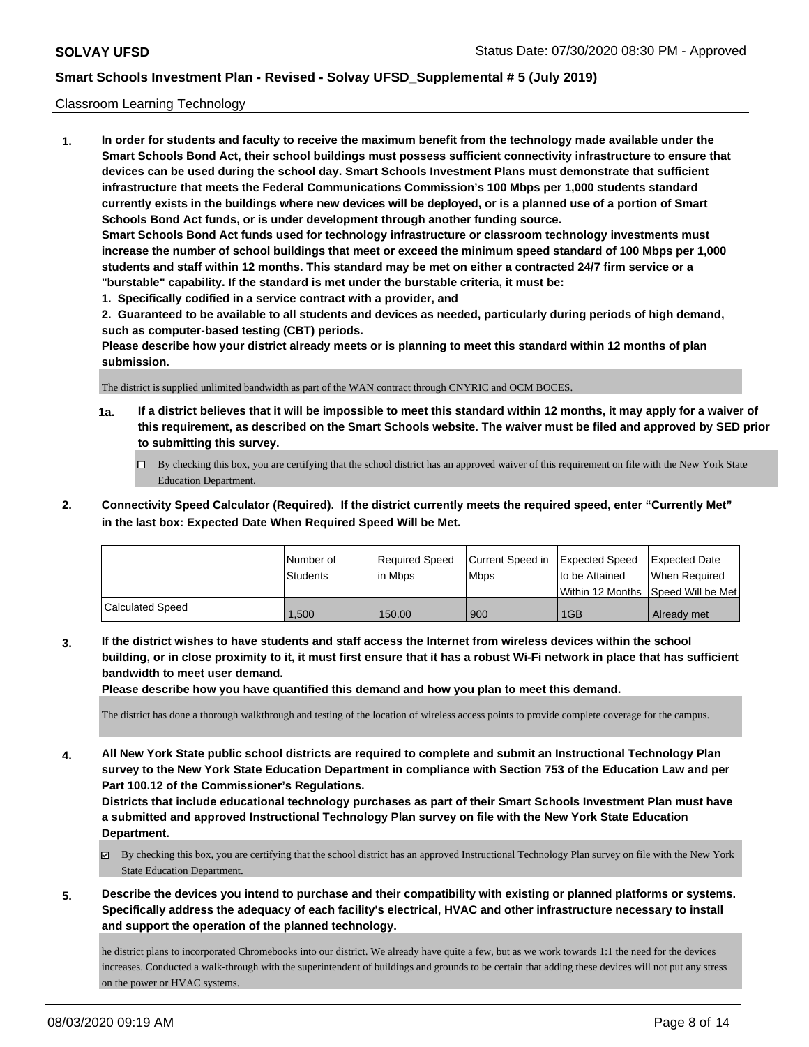Classroom Learning Technology

1. **In order for students and faculty to receive the maximum benefit from the technology made available under the Smart Schools Bond Act, their school buildings must possess sufficient connectivity infrastructure to ensure that devices can be used during the school day. Smart Schools Investment Plans must demonstrate that sufficient infrastructure that meets the Federal Communications Commission's 100 Mbps per 1,000 students standard currently exists in the buildings where new devices will be deployed, or is a planned use of a portion of Smart Schools Bond Act funds, or is under development through another funding source.**

   **Smart Schools Bond Act funds used for technology infrastructure or classroom technology investments must increase the number of school buildings that meet or exceed the minimum speed standard of 100 Mbps per 1,000 students and staff within 12 months. This standard may be met on either a contracted 24/7 firm service or a "burstable" capability. If the standard is met under the burstable criteria, it must be:**

   **1. Specifically codified in a service contract with a provider, and**

   **2. Guaranteed to be available to all students and devices as needed, particularly during periods of high demand, such as computer-based testing (CBT) periods.**

   **Please describe how your district already meets or is planning to meet this standard within 12 months of plan submission.**

   The district is supplied unlimited bandwidth as part of the WAN contract through CNYRIC and OCM BOCES.

   **1a. If a district believes that it will be impossible to meet this standard within 12 months, it may apply for a waiver of this requirement, as described on the Smart Schools website. The waiver must be filed and approved by SED prior to submitting this survey.**

   ☐ By checking this box, you are certifying that the school district has an approved waiver of this requirement on file with the New York State Education Department.

2. **Connectivity Speed Calculator (Required). If the district currently meets the required speed, enter "Currently Met" in the last box: Expected Date When Required Speed Will be Met.**

| | Number of Students | Required Speed in Mbps | Current Speed in Mbps | Expected Speed to be Attained Within 12 Months | Expected Date When Required Speed Will be Met |
|---|---|---|---|---|---|
| Calculated Speed | 1,500 | 150.00 | 900 | 1GB | Already met |

3. **If the district wishes to have students and staff access the Internet from wireless devices within the school building, or in close proximity to it, it must first ensure that it has a robust Wi-Fi network in place that has sufficient bandwidth to meet user demand.**

   **Please describe how you have quantified this demand and how you plan to meet this demand.**

   The district has done a thorough walkthrough and testing of the location of wireless access points to provide complete coverage for the campus.

4. **All New York State public school districts are required to complete and submit an Instructional Technology Plan survey to the New York State Education Department in compliance with Section 753 of the Education Law and per Part 100.12 of the Commissioner's Regulations.**

   **Districts that include educational technology purchases as part of their Smart Schools Investment Plan must have a submitted and approved Instructional Technology Plan survey on file with the New York State Education Department.**

   ☑ By checking this box, you are certifying that the school district has an approved Instructional Technology Plan survey on file with the New York State Education Department.

5. **Describe the devices you intend to purchase and their compatibility with existing or planned platforms or systems. Specifically address the adequacy of each facility's electrical, HVAC and other infrastructure necessary to install and support the operation of the planned technology.**

   he district plans to incorporated Chromebooks into our district. We already have quite a few, but as we work towards 1:1 the need for the devices increases. Conducted a walk-through with the superintendent of buildings and grounds to be certain that adding these devices will not put any stress on the power or HVAC systems.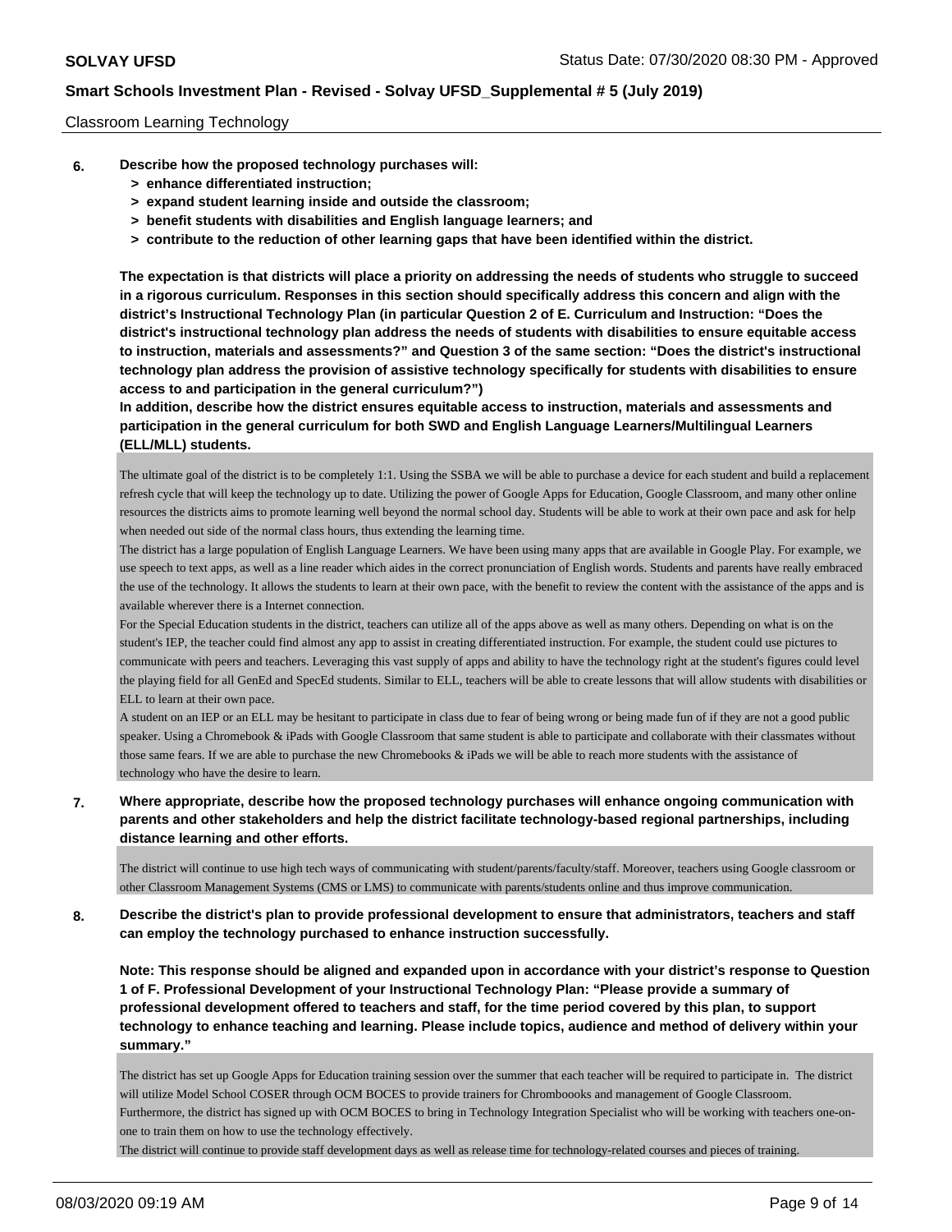Classroom Learning Technology

**6. Describe how the proposed technology purchases will:**

- **> enhance differentiated instruction;**
- **> expand student learning inside and outside the classroom;**
- **> benefit students with disabilities and English language learners; and**
- **> contribute to the reduction of other learning gaps that have been identified within the district.**

**The expectation is that districts will place a priority on addressing the needs of students who struggle to succeed in a rigorous curriculum. Responses in this section should specifically address this concern and align with the district's Instructional Technology Plan (in particular Question 2 of E. Curriculum and Instruction: "Does the district's instructional technology plan address the needs of students with disabilities to ensure equitable access to instruction, materials and assessments?" and Question 3 of the same section: "Does the district's instructional technology plan address the provision of assistive technology specifically for students with disabilities to ensure access to and participation in the general curriculum?")**

**In addition, describe how the district ensures equitable access to instruction, materials and assessments and participation in the general curriculum for both SWD and English Language Learners/Multilingual Learners (ELL/MLL) students.**

The ultimate goal of the district is to be completely 1:1. Using the SSBA we will be able to purchase a device for each student and build a replacement refresh cycle that will keep the technology up to date. Utilizing the power of Google Apps for Education, Google Classroom, and many other online resources the districts aims to promote learning well beyond the normal school day. Students will be able to work at their own pace and ask for help when needed out side of the normal class hours, thus extending the learning time.

The district has a large population of English Language Learners. We have been using many apps that are available in Google Play. For example, we use speech to text apps, as well as a line reader which aides in the correct pronunciation of English words. Students and parents have really embraced the use of the technology. It allows the students to learn at their own pace, with the benefit to review the content with the assistance of the apps and is available wherever there is a Internet connection.

For the Special Education students in the district, teachers can utilize all of the apps above as well as many others. Depending on what is on the student's IEP, the teacher could find almost any app to assist in creating differentiated instruction. For example, the student could use pictures to communicate with peers and teachers. Leveraging this vast supply of apps and ability to have the technology right at the student's figures could level the playing field for all GenEd and SpecEd students. Similar to ELL, teachers will be able to create lessons that will allow students with disabilities or ELL to learn at their own pace.

A student on an IEP or an ELL may be hesitant to participate in class due to fear of being wrong or being made fun of if they are not a good public speaker. Using a Chromebook & iPads with Google Classroom that same student is able to participate and collaborate with their classmates without those same fears. If we are able to purchase the new Chromebooks & iPads we will be able to reach more students with the assistance of technology who have the desire to learn.

**7. Where appropriate, describe how the proposed technology purchases will enhance ongoing communication with parents and other stakeholders and help the district facilitate technology-based regional partnerships, including distance learning and other efforts.**

The district will continue to use high tech ways of communicating with student/parents/faculty/staff. Moreover, teachers using Google classroom or other Classroom Management Systems (CMS or LMS) to communicate with parents/students online and thus improve communication.

**8. Describe the district's plan to provide professional development to ensure that administrators, teachers and staff can employ the technology purchased to enhance instruction successfully.**

**Note: This response should be aligned and expanded upon in accordance with your district's response to Question 1 of F. Professional Development of your Instructional Technology Plan: "Please provide a summary of professional development offered to teachers and staff, for the time period covered by this plan, to support technology to enhance teaching and learning. Please include topics, audience and method of delivery within your summary."**

The district has set up Google Apps for Education training session over the summer that each teacher will be required to participate in. The district will utilize Model School COSER through OCM BOCES to provide trainers for Chrombooks and management of Google Classroom.

Furthermore, the district has signed up with OCM BOCES to bring in Technology Integration Specialist who will be working with teachers one-on-one to train them on how to use the technology effectively.

The district will continue to provide staff development days as well as release time for technology-related courses and pieces of training.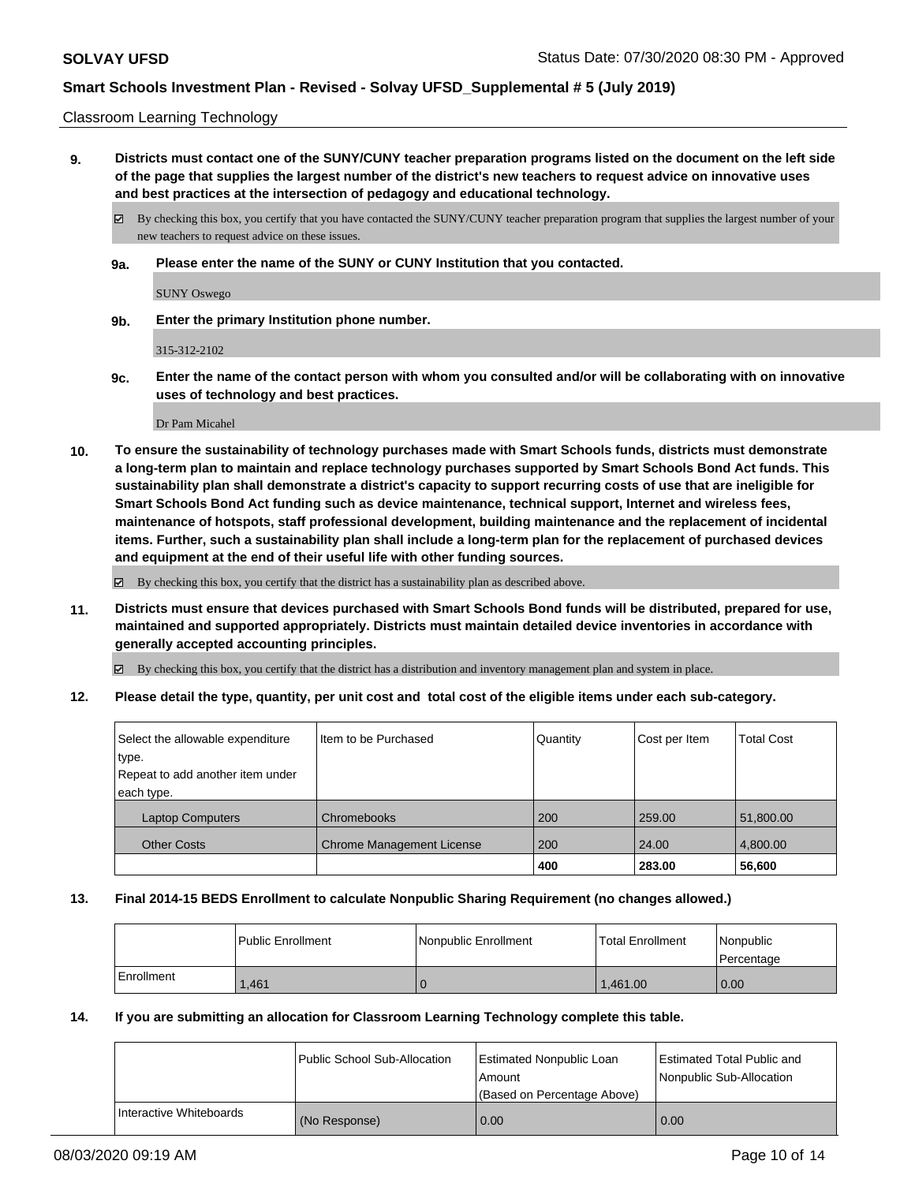Classroom Learning Technology

**9. Districts must contact one of the SUNY/CUNY teacher preparation programs listed on the document on the left side of the page that supplies the largest number of the district's new teachers to request advice on innovative uses and best practices at the intersection of pedagogy and educational technology.**

☑ By checking this box, you certify that you have contacted the SUNY/CUNY teacher preparation program that supplies the largest number of your new teachers to request advice on these issues.

**9a. Please enter the name of the SUNY or CUNY Institution that you contacted.**

SUNY Oswego

**9b. Enter the primary Institution phone number.**

315-312-2102

**9c. Enter the name of the contact person with whom you consulted and/or will be collaborating with on innovative uses of technology and best practices.**

Dr Pam Micahel

**10. To ensure the sustainability of technology purchases made with Smart Schools funds, districts must demonstrate a long-term plan to maintain and replace technology purchases supported by Smart Schools Bond Act funds. This sustainability plan shall demonstrate a district's capacity to support recurring costs of use that are ineligible for Smart Schools Bond Act funding such as device maintenance, technical support, Internet and wireless fees, maintenance of hotspots, staff professional development, building maintenance and the replacement of incidental items. Further, such a sustainability plan shall include a long-term plan for the replacement of purchased devices and equipment at the end of their useful life with other funding sources.**

☑ By checking this box, you certify that the district has a sustainability plan as described above.

**11. Districts must ensure that devices purchased with Smart Schools Bond funds will be distributed, prepared for use, maintained and supported appropriately. Districts must maintain detailed device inventories in accordance with generally accepted accounting principles.**

☑ By checking this box, you certify that the district has a distribution and inventory management plan and system in place.

**12. Please detail the type, quantity, per unit cost and total cost of the eligible items under each sub-category.**

| Select the allowable expenditure type. Repeat to add another item under each type. | Item to be Purchased | Quantity | Cost per Item | Total Cost |
|---|---|---|---|---|
| Laptop Computers | Chromebooks | 200 | 259.00 | 51,800.00 |
| Other Costs | Chrome Management License | 200 | 24.00 | 4,800.00 |
| | | **400** | **283.00** | **56,600** |

**13. Final 2014-15 BEDS Enrollment to calculate Nonpublic Sharing Requirement (no changes allowed.)**

| | Public Enrollment | Nonpublic Enrollment | Total Enrollment | Nonpublic Percentage |
|---|---|---|---|---|
| Enrollment | 1,461 | 0 | 1,461.00 | 0.00 |

**14. If you are submitting an allocation for Classroom Learning Technology complete this table.**

| | Public School Sub-Allocation | Estimated Nonpublic Loan Amount (Based on Percentage Above) | Estimated Total Public and Nonpublic Sub-Allocation |
|---|---|---|---|
| Interactive Whiteboards | (No Response) | 0.00 | 0.00 |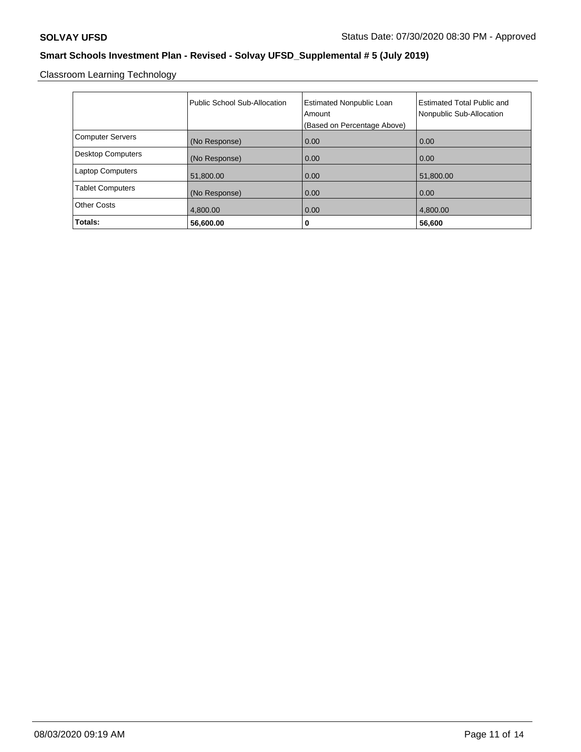Classroom Learning Technology

| | Public School Sub-Allocation | Estimated Nonpublic Loan Amount (Based on Percentage Above) | Estimated Total Public and Nonpublic Sub-Allocation |
|---|---|---|---|
| Computer Servers | (No Response) | 0.00 | 0.00 |
| Desktop Computers | (No Response) | 0.00 | 0.00 |
| Laptop Computers | 51,800.00 | 0.00 | 51,800.00 |
| Tablet Computers | (No Response) | 0.00 | 0.00 |
| Other Costs | 4,800.00 | 0.00 | 4,800.00 |
| **Totals:** | **56,600.00** | **0** | **56,600** |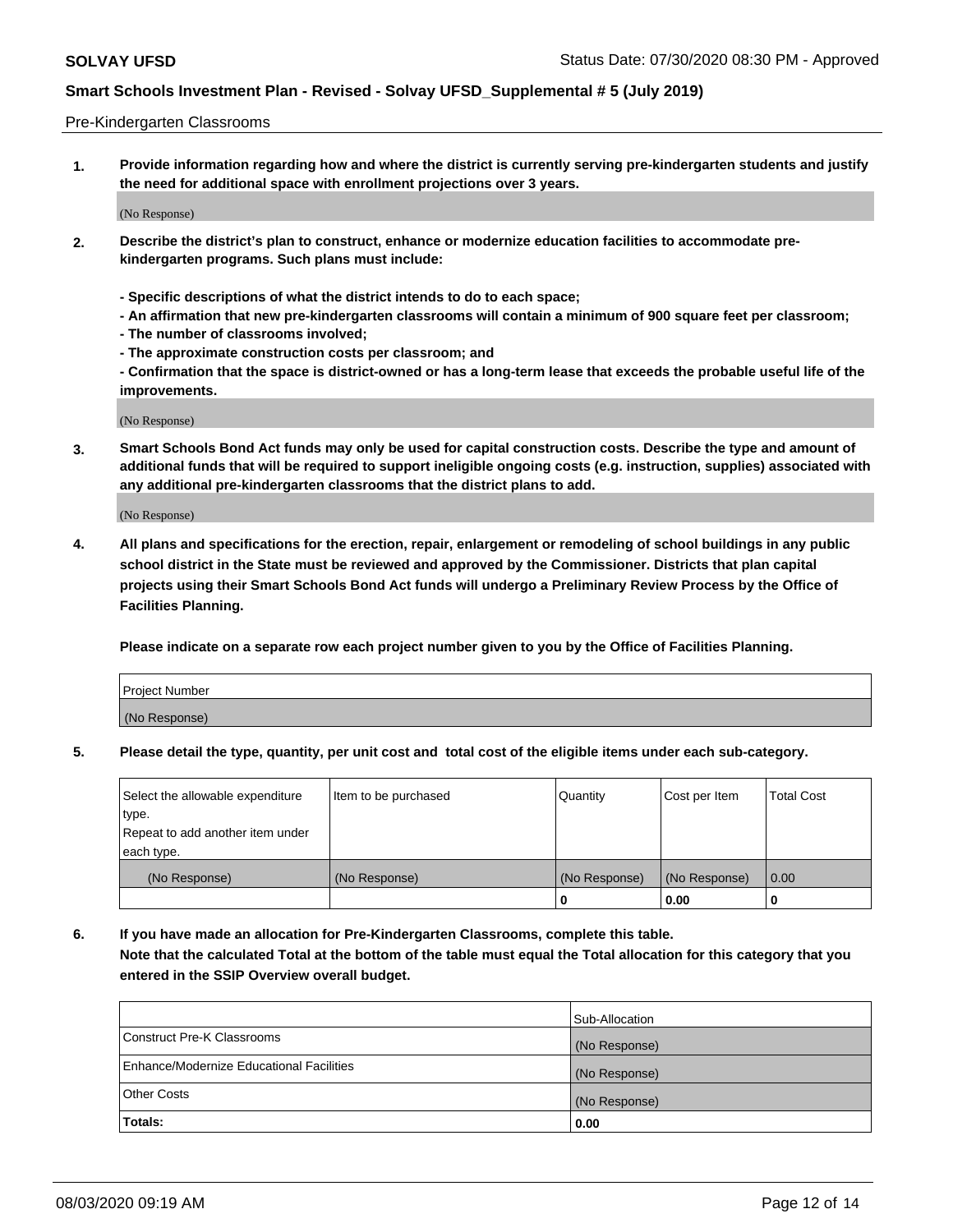Pre-Kindergarten Classrooms

**1. Provide information regarding how and where the district is currently serving pre-kindergarten students and justify the need for additional space with enrollment projections over 3 years.**

(No Response)

**2. Describe the district's plan to construct, enhance or modernize education facilities to accommodate pre-kindergarten programs. Such plans must include:**

**- Specific descriptions of what the district intends to do to each space;**
**- An affirmation that new pre-kindergarten classrooms will contain a minimum of 900 square feet per classroom;**
**- The number of classrooms involved;**
**- The approximate construction costs per classroom; and**
**- Confirmation that the space is district-owned or has a long-term lease that exceeds the probable useful life of the improvements.**

(No Response)

**3. Smart Schools Bond Act funds may only be used for capital construction costs. Describe the type and amount of additional funds that will be required to support ineligible ongoing costs (e.g. instruction, supplies) associated with any additional pre-kindergarten classrooms that the district plans to add.**

(No Response)

**4. All plans and specifications for the erection, repair, enlargement or remodeling of school buildings in any public school district in the State must be reviewed and approved by the Commissioner. Districts that plan capital projects using their Smart Schools Bond Act funds will undergo a Preliminary Review Process by the Office of Facilities Planning.**

**Please indicate on a separate row each project number given to you by the Office of Facilities Planning.**

| Project Number |
|---|
| (No Response) |

**5. Please detail the type, quantity, per unit cost and total cost of the eligible items under each sub-category.**

| Select the allowable expenditure type. Repeat to add another item under each type. | Item to be purchased | Quantity | Cost per Item | Total Cost |
|---|---|---|---|---|
| (No Response) | (No Response) | (No Response) | (No Response) | 0.00 |
| | | 0 | 0.00 | 0 |

**6. If you have made an allocation for Pre-Kindergarten Classrooms, complete this table. Note that the calculated Total at the bottom of the table must equal the Total allocation for this category that you entered in the SSIP Overview overall budget.**

| | Sub-Allocation |
|---|---|
| Construct Pre-K Classrooms | (No Response) |
| Enhance/Modernize Educational Facilities | (No Response) |
| Other Costs | (No Response) |
| **Totals:** | **0.00** |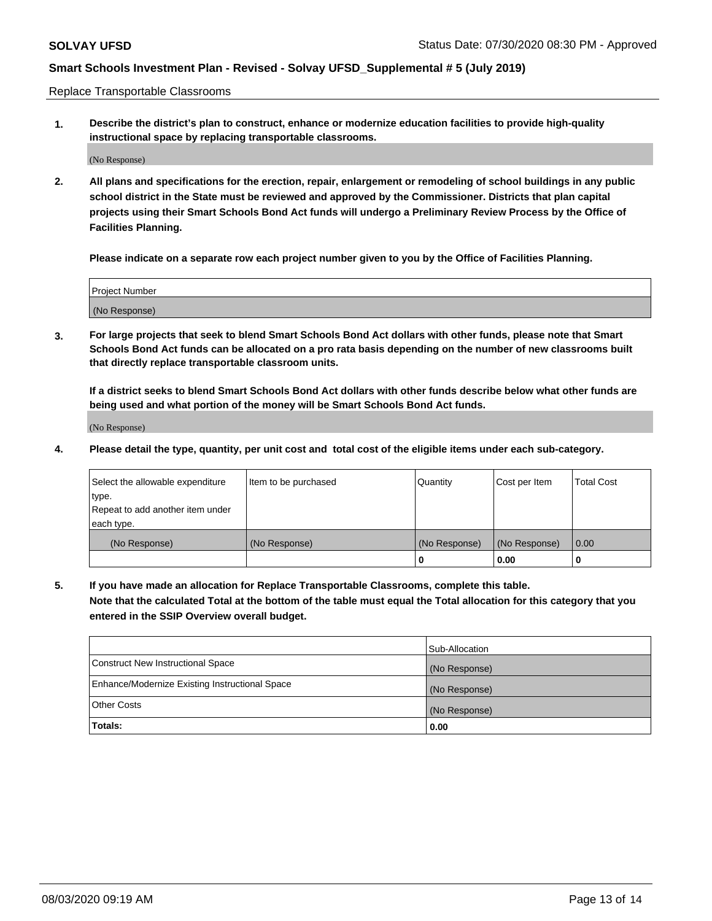Replace Transportable Classrooms

1. **Describe the district's plan to construct, enhance or modernize education facilities to provide high-quality instructional space by replacing transportable classrooms.**

(No Response)

2. **All plans and specifications for the erection, repair, enlargement or remodeling of school buildings in any public school district in the State must be reviewed and approved by the Commissioner. Districts that plan capital projects using their Smart Schools Bond Act funds will undergo a Preliminary Review Process by the Office of Facilities Planning.**

**Please indicate on a separate row each project number given to you by the Office of Facilities Planning.**

| Project Number |
|---|
| (No Response) |

3. **For large projects that seek to blend Smart Schools Bond Act dollars with other funds, please note that Smart Schools Bond Act funds can be allocated on a pro rata basis depending on the number of new classrooms built that directly replace transportable classroom units.**

**If a district seeks to blend Smart Schools Bond Act dollars with other funds describe below what other funds are being used and what portion of the money will be Smart Schools Bond Act funds.**

(No Response)

4. **Please detail the type, quantity, per unit cost and total cost of the eligible items under each sub-category.**

| Select the allowable expenditure type. Repeat to add another item under each type. | Item to be purchased | Quantity | Cost per Item | Total Cost |
|---|---|---|---|---|
| (No Response) | (No Response) | (No Response) | (No Response) | 0.00 |
| | | 0 | 0.00 | 0 |

5. **If you have made an allocation for Replace Transportable Classrooms, complete this table. Note that the calculated Total at the bottom of the table must equal the Total allocation for this category that you entered in the SSIP Overview overall budget.**

| | Sub-Allocation |
|---|---|
| Construct New Instructional Space | (No Response) |
| Enhance/Modernize Existing Instructional Space | (No Response) |
| Other Costs | (No Response) |
| **Totals:** | **0.00** |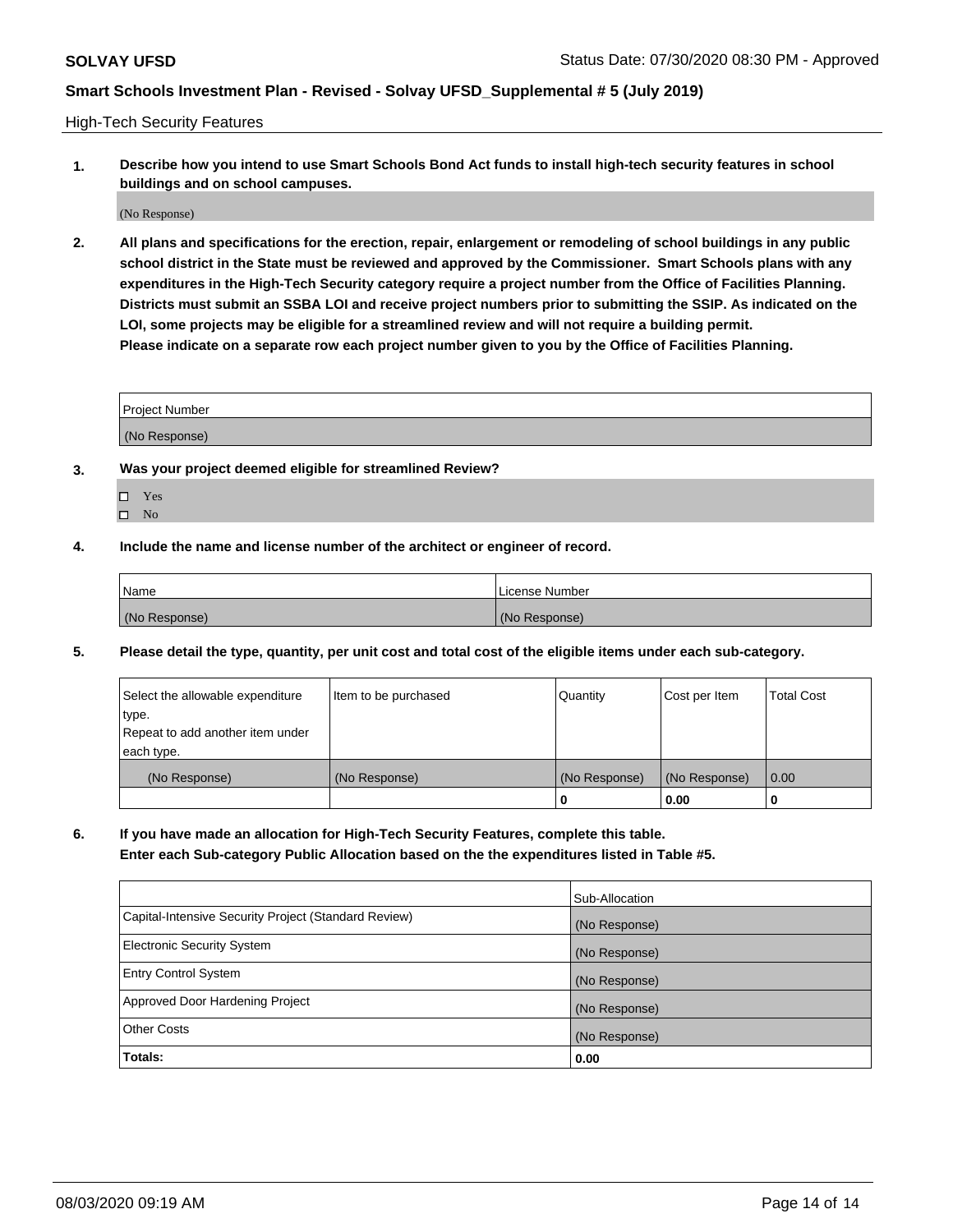High-Tech Security Features

**1. Describe how you intend to use Smart Schools Bond Act funds to install high-tech security features in school buildings and on school campuses.**

(No Response)

**2. All plans and specifications for the erection, repair, enlargement or remodeling of school buildings in any public school district in the State must be reviewed and approved by the Commissioner. Smart Schools plans with any expenditures in the High-Tech Security category require a project number from the Office of Facilities Planning. Districts must submit an SSBA LOI and receive project numbers prior to submitting the SSIP. As indicated on the LOI, some projects may be eligible for a streamlined review and will not require a building permit.**
**Please indicate on a separate row each project number given to you by the Office of Facilities Planning.**

| Project Number |
| --- |
| (No Response) |

**3. Was your project deemed eligible for streamlined Review?**

- ☐ Yes
- ☐ No

**4. Include the name and license number of the architect or engineer of record.**

| Name | License Number |
| --- | --- |
| (No Response) | (No Response) |

**5. Please detail the type, quantity, per unit cost and total cost of the eligible items under each sub-category.**

| Select the allowable expenditure type. Repeat to add another item under each type. | Item to be purchased | Quantity | Cost per Item | Total Cost |
| --- | --- | --- | --- | --- |
| (No Response) | (No Response) | (No Response) | (No Response) | 0.00 |
| | | 0 | 0.00 | 0 |

**6. If you have made an allocation for High-Tech Security Features, complete this table.**
**Enter each Sub-category Public Allocation based on the the expenditures listed in Table #5.**

| | Sub-Allocation |
| --- | --- |
| Capital-Intensive Security Project (Standard Review) | (No Response) |
| Electronic Security System | (No Response) |
| Entry Control System | (No Response) |
| Approved Door Hardening Project | (No Response) |
| Other Costs | (No Response) |
| **Totals:** | **0.00** |